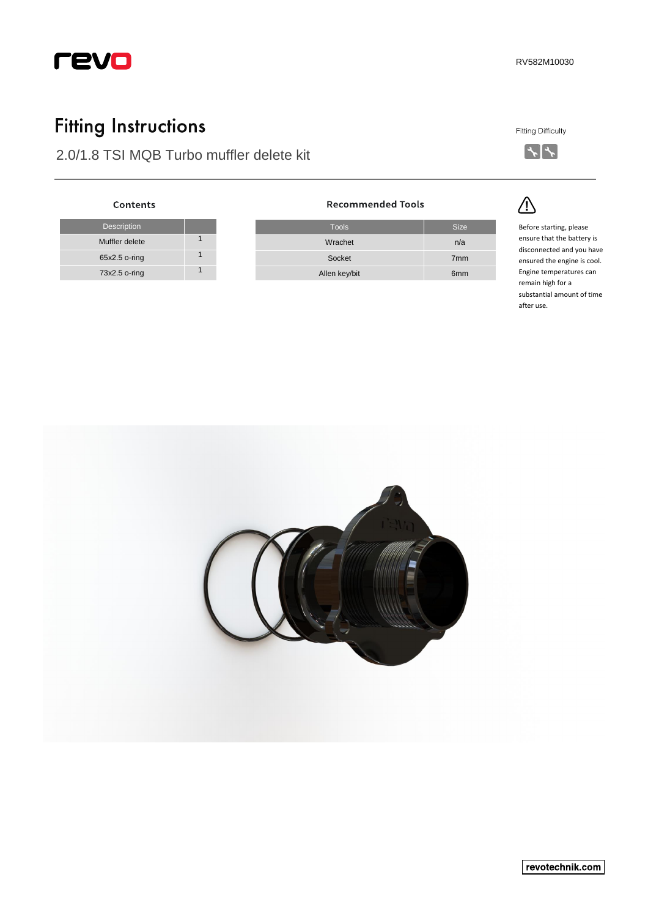RV582M10030

# Fitting Instructions

## 2.0/1.8 TSI MQB Turbo muffler delete kit

Fitting Difficulty

### Contents

| Description | |
|---|---|
| Muffler delete | 1 |
| 65x2.5 o-ring | 1 |
| 73x2.5 o-ring | 1 |

### Recommended Tools

| Tools | Size |
|---|---|
| Wrachet | n/a |
| Socket | 7mm |
| Allen key/bit | 6mm |

⚠

Before starting, please ensure that the battery is disconnected and you have ensured the engine is cool. Engine temperatures can remain high for a substantial amount of time after use.

revotechnik.com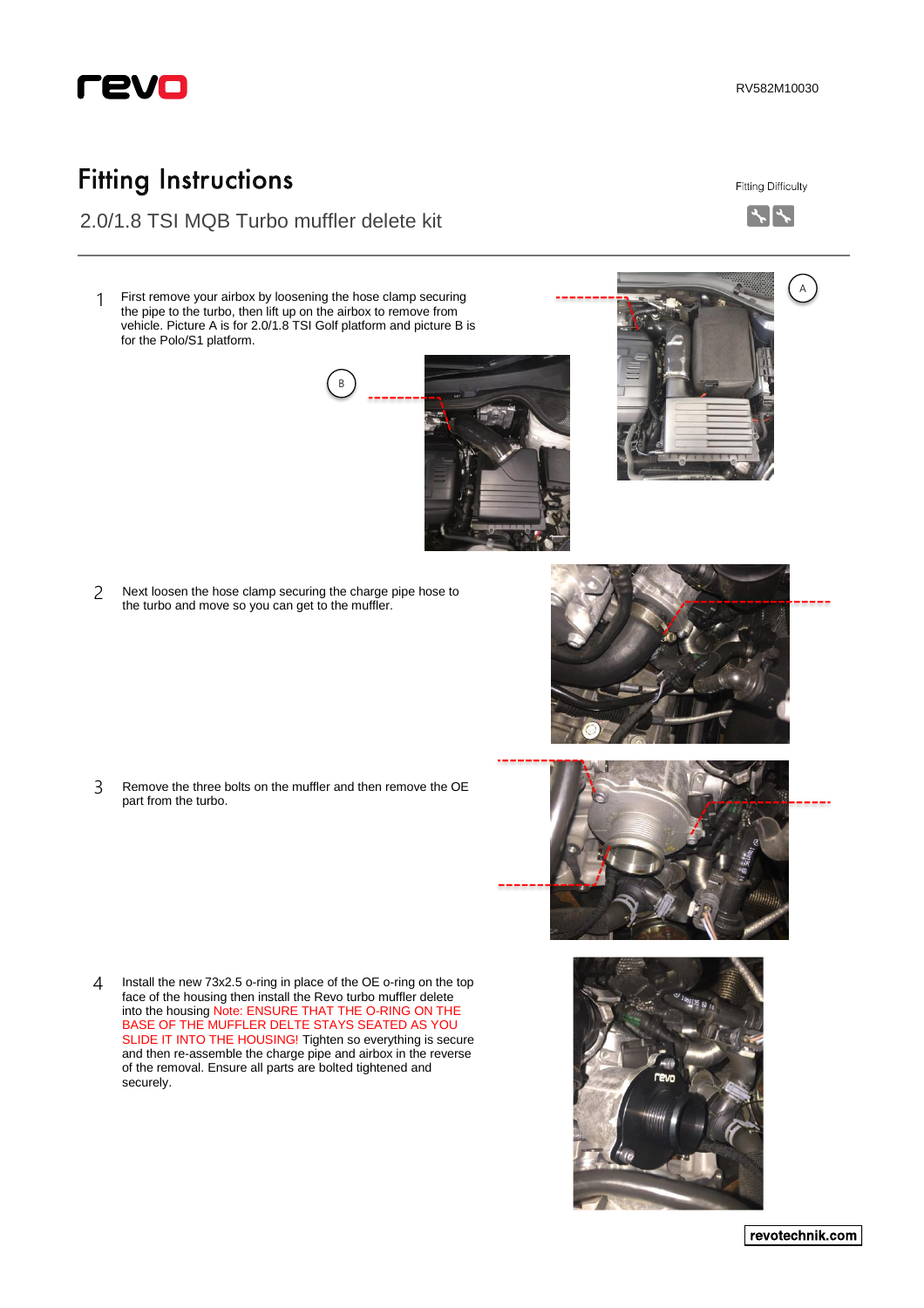# Fitting Instructions

## 2.0/1.8 TSI MQB Turbo muffler delete kit

RV582M10030

Fitting Difficulty

1. First remove your airbox by loosening the hose clamp securing the pipe to the turbo, then lift up on the airbox to remove from vehicle. Picture A is for 2.0/1.8 TSI Golf platform and picture B is for the Polo/S1 platform.

A

B

2. Next loosen the hose clamp securing the charge pipe hose to the turbo and move so you can get to the muffler.

3. Remove the three bolts on the muffler and then remove the OE part from the turbo.

4. Install the new 73x2.5 o-ring in place of the OE o-ring on the top face of the housing then install the Revo turbo muffler delete into the housing Note: ENSURE THAT THE O-RING ON THE BASE OF THE MUFFLER DELTE STAYS SEATED AS YOU SLIDE IT INTO THE HOUSING! Tighten so everything is secure and then re-assemble the charge pipe and airbox in the reverse of the removal. Ensure all parts are bolted tightened and securely.

revotechnik.com